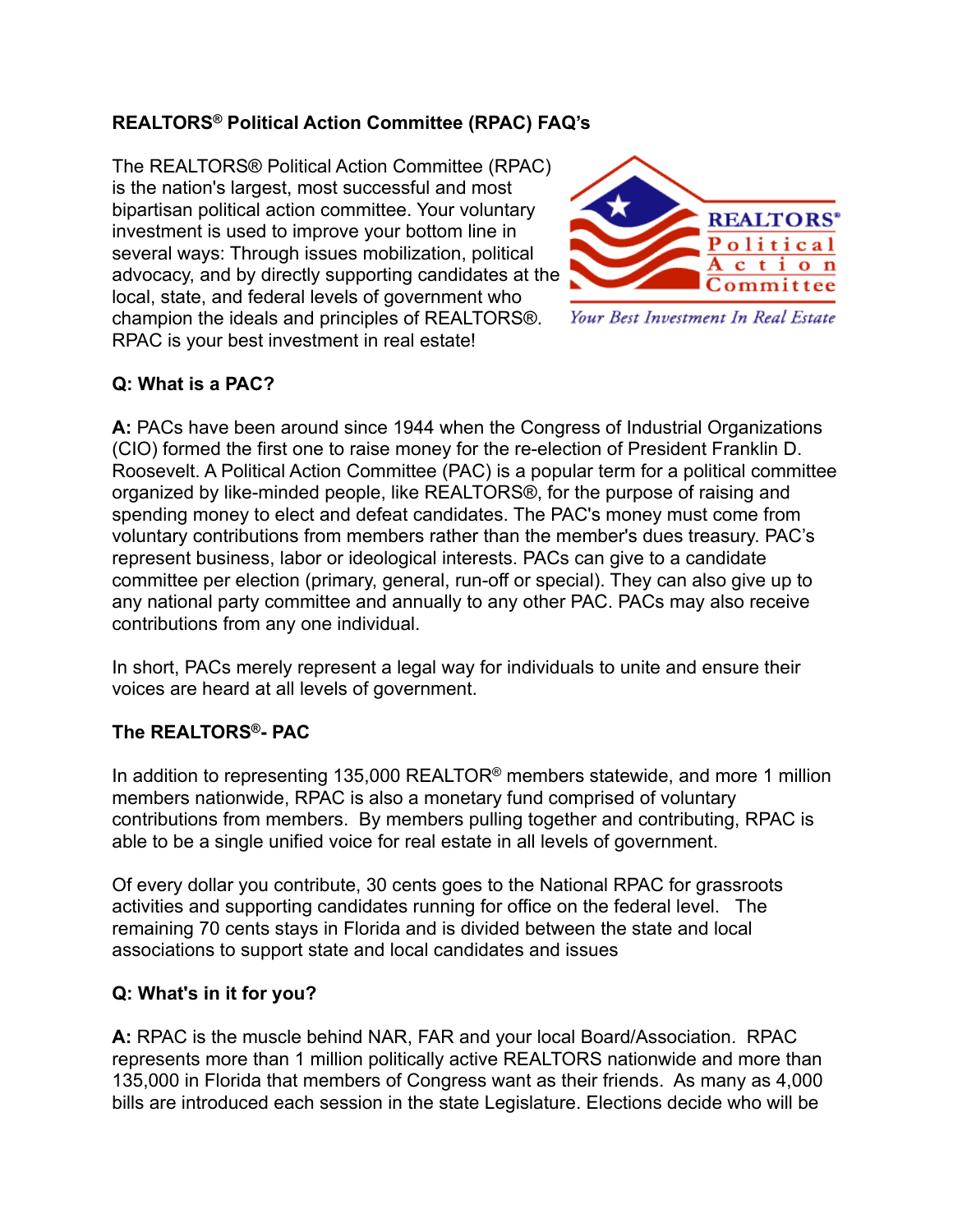# REALTORS® Political Action Committee (RPAC) FAQ's

The REALTORS® Political Action Committee (RPAC) is the nation's largest, most successful and most bipartisan political action committee. Your voluntary investment is used to improve your bottom line in several ways: Through issues mobilization, political advocacy, and by directly supporting candidates at the local, state, and federal levels of government who champion the ideals and principles of REALTORS®. RPAC is your best investment in real estate!

REALTORS® Political Action Committee

*Your Best Investment In Real Estate*

## Q: What is a PAC?

**A:** PACs have been around since 1944 when the Congress of Industrial Organizations (CIO) formed the first one to raise money for the re-election of President Franklin D. Roosevelt. A Political Action Committee (PAC) is a popular term for a political committee organized by like-minded people, like REALTORS®, for the purpose of raising and spending money to elect and defeat candidates. The PAC's money must come from voluntary contributions from members rather than the member's dues treasury. PAC's represent business, labor or ideological interests. PACs can give to a candidate committee per election (primary, general, run-off or special). They can also give up to any national party committee and annually to any other PAC. PACs may also receive contributions from any one individual.

In short, PACs merely represent a legal way for individuals to unite and ensure their voices are heard at all levels of government.

## The REALTORS®- PAC

In addition to representing 135,000 REALTOR® members statewide, and more 1 million members nationwide, RPAC is also a monetary fund comprised of voluntary contributions from members. By members pulling together and contributing, RPAC is able to be a single unified voice for real estate in all levels of government.

Of every dollar you contribute, 30 cents goes to the National RPAC for grassroots activities and supporting candidates running for office on the federal level. The remaining 70 cents stays in Florida and is divided between the state and local associations to support state and local candidates and issues

## Q: What's in it for you?

**A:** RPAC is the muscle behind NAR, FAR and your local Board/Association. RPAC represents more than 1 million politically active REALTORS nationwide and more than 135,000 in Florida that members of Congress want as their friends. As many as 4,000 bills are introduced each session in the state Legislature. Elections decide who will be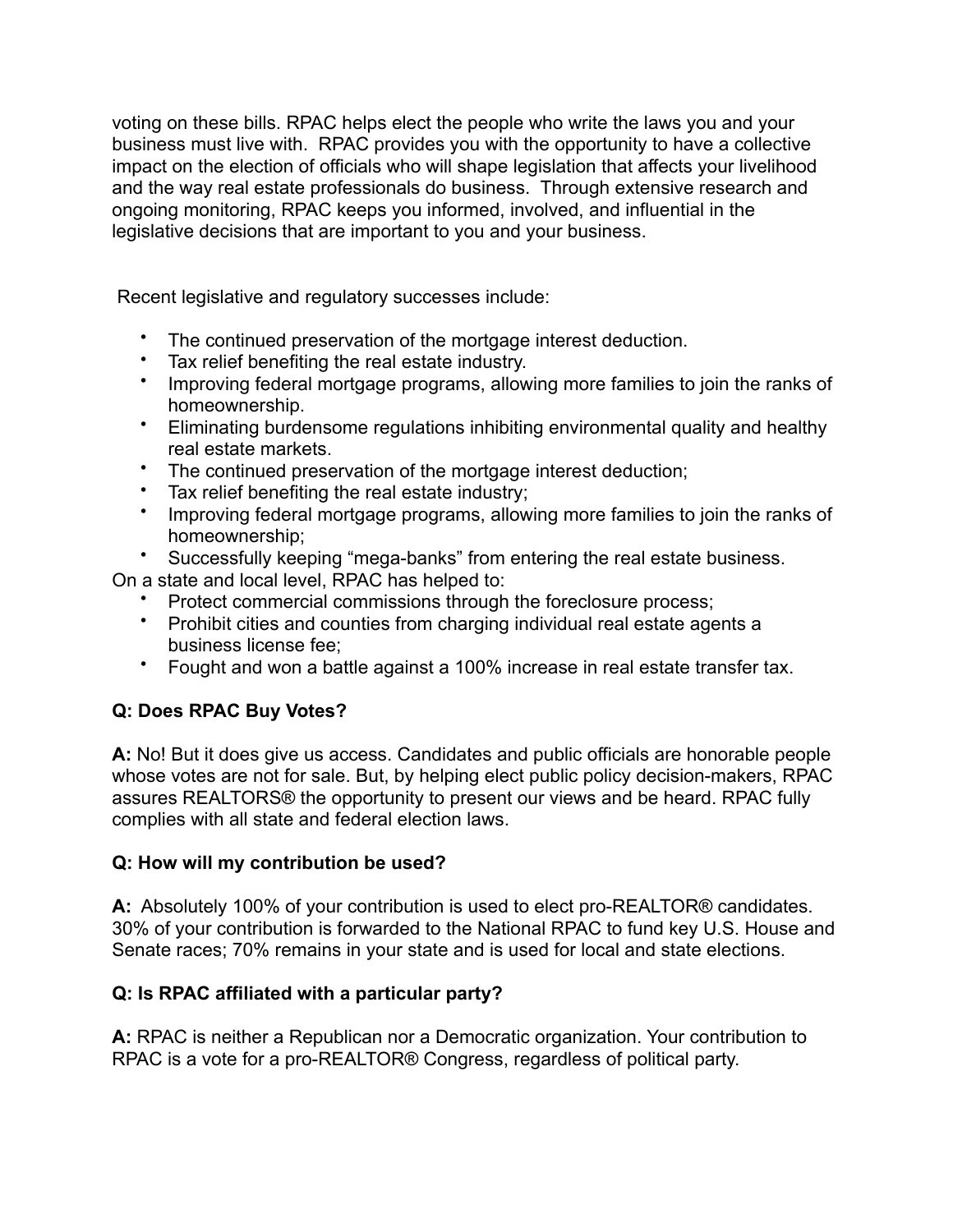voting on these bills. RPAC helps elect the people who write the laws you and your business must live with. RPAC provides you with the opportunity to have a collective impact on the election of officials who will shape legislation that affects your livelihood and the way real estate professionals do business. Through extensive research and ongoing monitoring, RPAC keeps you informed, involved, and influential in the legislative decisions that are important to you and your business.

Recent legislative and regulatory successes include:

- The continued preservation of the mortgage interest deduction.
- Tax relief benefiting the real estate industry.
- Improving federal mortgage programs, allowing more families to join the ranks of homeownership.
- Eliminating burdensome regulations inhibiting environmental quality and healthy real estate markets.
- The continued preservation of the mortgage interest deduction;
- Tax relief benefiting the real estate industry;
- Improving federal mortgage programs, allowing more families to join the ranks of homeownership;
- Successfully keeping "mega-banks" from entering the real estate business.

On a state and local level, RPAC has helped to:

- Protect commercial commissions through the foreclosure process;
- Prohibit cities and counties from charging individual real estate agents a business license fee;
- Fought and won a battle against a 100% increase in real estate transfer tax.

**Q: Does RPAC Buy Votes?**

**A:** No! But it does give us access. Candidates and public officials are honorable people whose votes are not for sale. But, by helping elect public policy decision-makers, RPAC assures REALTORS® the opportunity to present our views and be heard. RPAC fully complies with all state and federal election laws.

**Q: How will my contribution be used?**

**A:** Absolutely 100% of your contribution is used to elect pro-REALTOR® candidates. 30% of your contribution is forwarded to the National RPAC to fund key U.S. House and Senate races; 70% remains in your state and is used for local and state elections.

**Q: Is RPAC affiliated with a particular party?**

**A:** RPAC is neither a Republican nor a Democratic organization. Your contribution to RPAC is a vote for a pro-REALTOR® Congress, regardless of political party.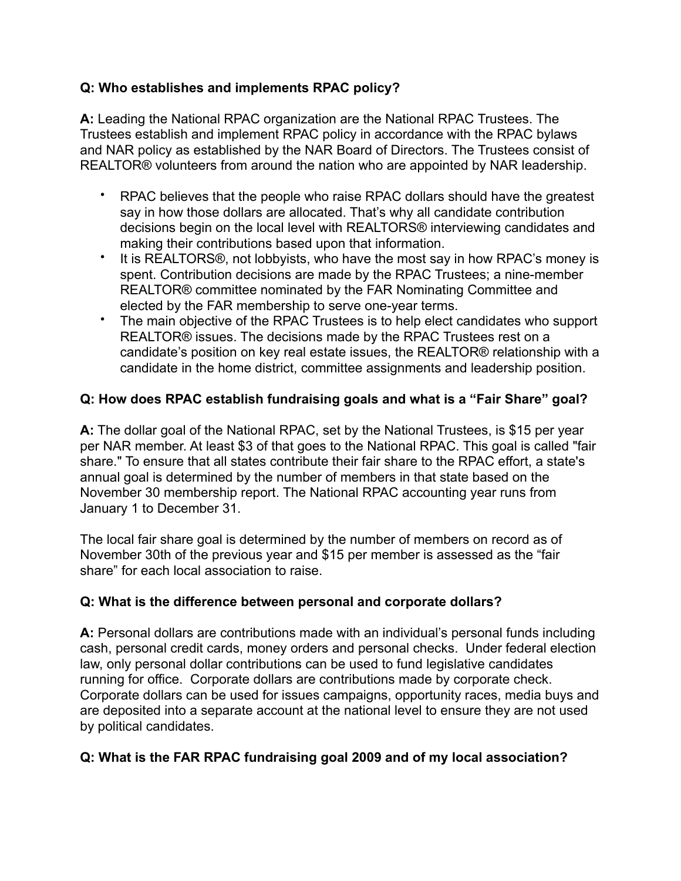**Q: Who establishes and implements RPAC policy?**

**A:** Leading the National RPAC organization are the National RPAC Trustees. The Trustees establish and implement RPAC policy in accordance with the RPAC bylaws and NAR policy as established by the NAR Board of Directors. The Trustees consist of REALTOR® volunteers from around the nation who are appointed by NAR leadership.

- RPAC believes that the people who raise RPAC dollars should have the greatest say in how those dollars are allocated. That's why all candidate contribution decisions begin on the local level with REALTORS® interviewing candidates and making their contributions based upon that information.
- It is REALTORS®, not lobbyists, who have the most say in how RPAC's money is spent. Contribution decisions are made by the RPAC Trustees; a nine-member REALTOR® committee nominated by the FAR Nominating Committee and elected by the FAR membership to serve one-year terms.
- The main objective of the RPAC Trustees is to help elect candidates who support REALTOR® issues. The decisions made by the RPAC Trustees rest on a candidate's position on key real estate issues, the REALTOR® relationship with a candidate in the home district, committee assignments and leadership position.

**Q: How does RPAC establish fundraising goals and what is a "Fair Share" goal?**

**A:** The dollar goal of the National RPAC, set by the National Trustees, is $15 per year per NAR member. At least $3 of that goes to the National RPAC. This goal is called "fair share." To ensure that all states contribute their fair share to the RPAC effort, a state's annual goal is determined by the number of members in that state based on the November 30 membership report. The National RPAC accounting year runs from January 1 to December 31.

The local fair share goal is determined by the number of members on record as of November 30th of the previous year and $15 per member is assessed as the "fair share" for each local association to raise.

**Q: What is the difference between personal and corporate dollars?**

**A:** Personal dollars are contributions made with an individual's personal funds including cash, personal credit cards, money orders and personal checks. Under federal election law, only personal dollar contributions can be used to fund legislative candidates running for office. Corporate dollars are contributions made by corporate check. Corporate dollars can be used for issues campaigns, opportunity races, media buys and are deposited into a separate account at the national level to ensure they are not used by political candidates.

**Q: What is the FAR RPAC fundraising goal 2009 and of my local association?**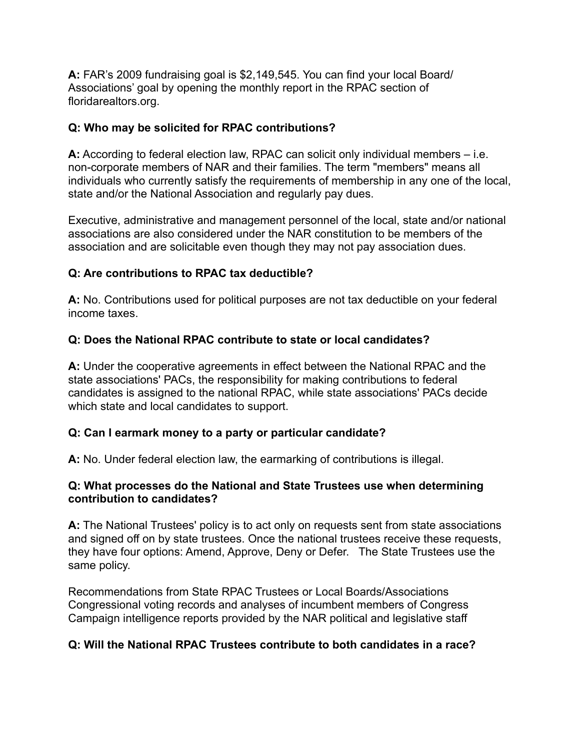**A:** FAR’s 2009 fundraising goal is $2,149,545. You can find your local Board/ Associations’ goal by opening the monthly report in the RPAC section of floridarealtors.org.

**Q: Who may be solicited for RPAC contributions?**

**A:** According to federal election law, RPAC can solicit only individual members – i.e. non-corporate members of NAR and their families. The term "members" means all individuals who currently satisfy the requirements of membership in any one of the local, state and/or the National Association and regularly pay dues.

Executive, administrative and management personnel of the local, state and/or national associations are also considered under the NAR constitution to be members of the association and are solicitable even though they may not pay association dues.

**Q: Are contributions to RPAC tax deductible?**

**A:** No. Contributions used for political purposes are not tax deductible on your federal income taxes.

**Q: Does the National RPAC contribute to state or local candidates?**

**A:** Under the cooperative agreements in effect between the National RPAC and the state associations' PACs, the responsibility for making contributions to federal candidates is assigned to the national RPAC, while state associations' PACs decide which state and local candidates to support.

**Q: Can I earmark money to a party or particular candidate?**

**A:** No. Under federal election law, the earmarking of contributions is illegal.

**Q: What processes do the National and State Trustees use when determining contribution to candidates?**

**A:** The National Trustees' policy is to act only on requests sent from state associations and signed off on by state trustees. Once the national trustees receive these requests, they have four options: Amend, Approve, Deny or Defer. The State Trustees use the same policy.

Recommendations from State RPAC Trustees or Local Boards/Associations
Congressional voting records and analyses of incumbent members of Congress
Campaign intelligence reports provided by the NAR political and legislative staff

**Q: Will the National RPAC Trustees contribute to both candidates in a race?**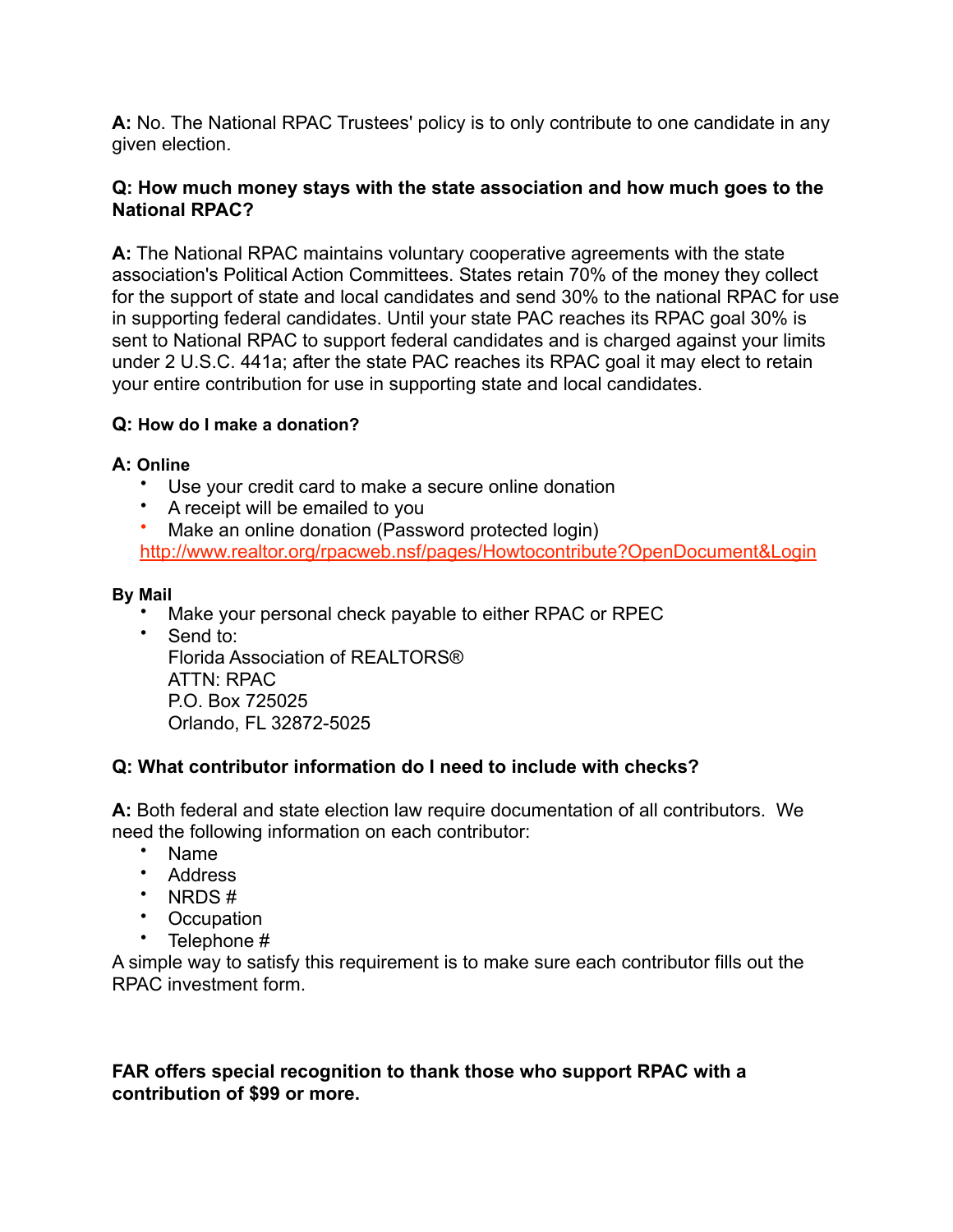**A:** No. The National RPAC Trustees' policy is to only contribute to one candidate in any given election.

**Q: How much money stays with the state association and how much goes to the National RPAC?**

**A:** The National RPAC maintains voluntary cooperative agreements with the state association's Political Action Committees. States retain 70% of the money they collect for the support of state and local candidates and send 30% to the national RPAC for use in supporting federal candidates. Until your state PAC reaches its RPAC goal 30% is sent to National RPAC to support federal candidates and is charged against your limits under 2 U.S.C. 441a; after the state PAC reaches its RPAC goal it may elect to retain your entire contribution for use in supporting state and local candidates.

**Q: How do I make a donation?**

**A: Online**

- Use your credit card to make a secure online donation
- A receipt will be emailed to you
- Make an online donation (Password protected login) http://www.realtor.org/rpacweb.nsf/pages/Howtocontribute?OpenDocument&Login

**By Mail**

- Make your personal check payable to either RPAC or RPEC
- Send to:
  Florida Association of REALTORS®
  ATTN: RPAC
  P.O. Box 725025
  Orlando, FL 32872-5025

**Q: What contributor information do I need to include with checks?**

**A:** Both federal and state election law require documentation of all contributors. We need the following information on each contributor:

- Name
- Address
- NRDS #
- Occupation
- Telephone #

A simple way to satisfy this requirement is to make sure each contributor fills out the RPAC investment form.

**FAR offers special recognition to thank those who support RPAC with a contribution of $99 or more.**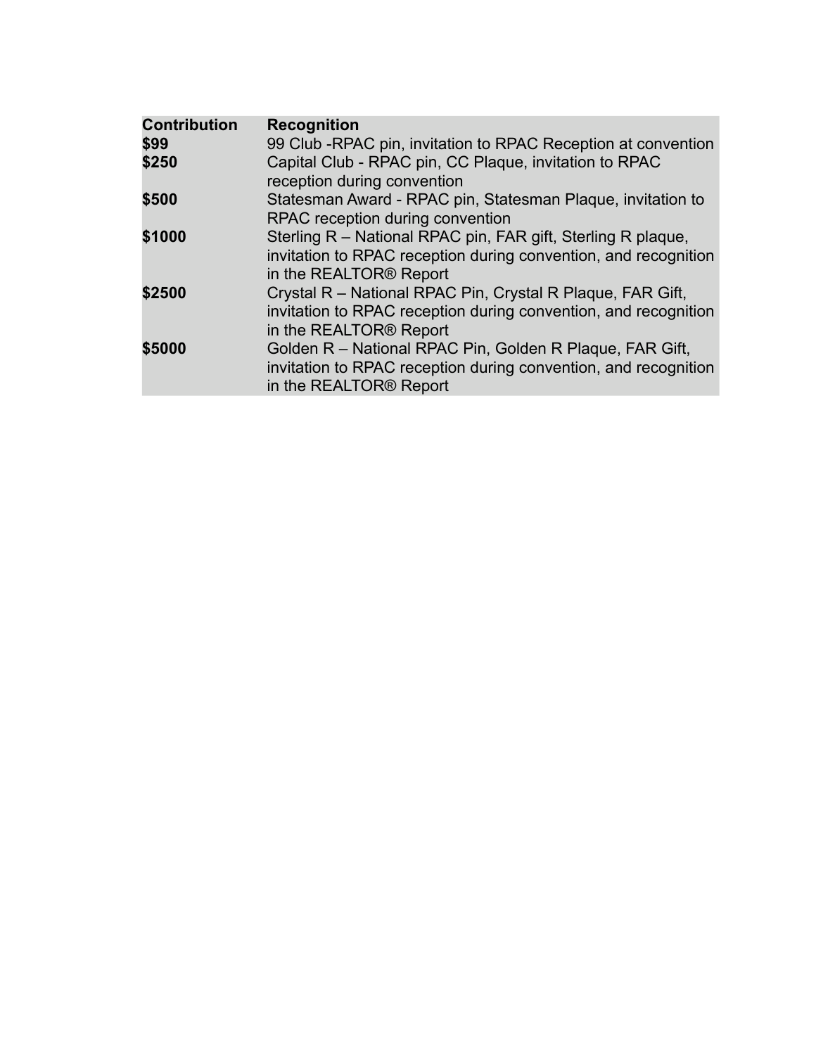| Contribution | Recognition |
|---|---|
| **$99** | 99 Club -RPAC pin, invitation to RPAC Reception at convention |
| **$250** | Capital Club - RPAC pin, CC Plaque, invitation to RPAC reception during convention |
| **$500** | Statesman Award - RPAC pin, Statesman Plaque, invitation to RPAC reception during convention |
| **$1000** | Sterling R – National RPAC pin, FAR gift, Sterling R plaque, invitation to RPAC reception during convention, and recognition in the REALTOR® Report |
| **$2500** | Crystal R – National RPAC Pin, Crystal R Plaque, FAR Gift, invitation to RPAC reception during convention, and recognition in the REALTOR® Report |
| **$5000** | Golden R – National RPAC Pin, Golden R Plaque, FAR Gift, invitation to RPAC reception during convention, and recognition in the REALTOR® Report |